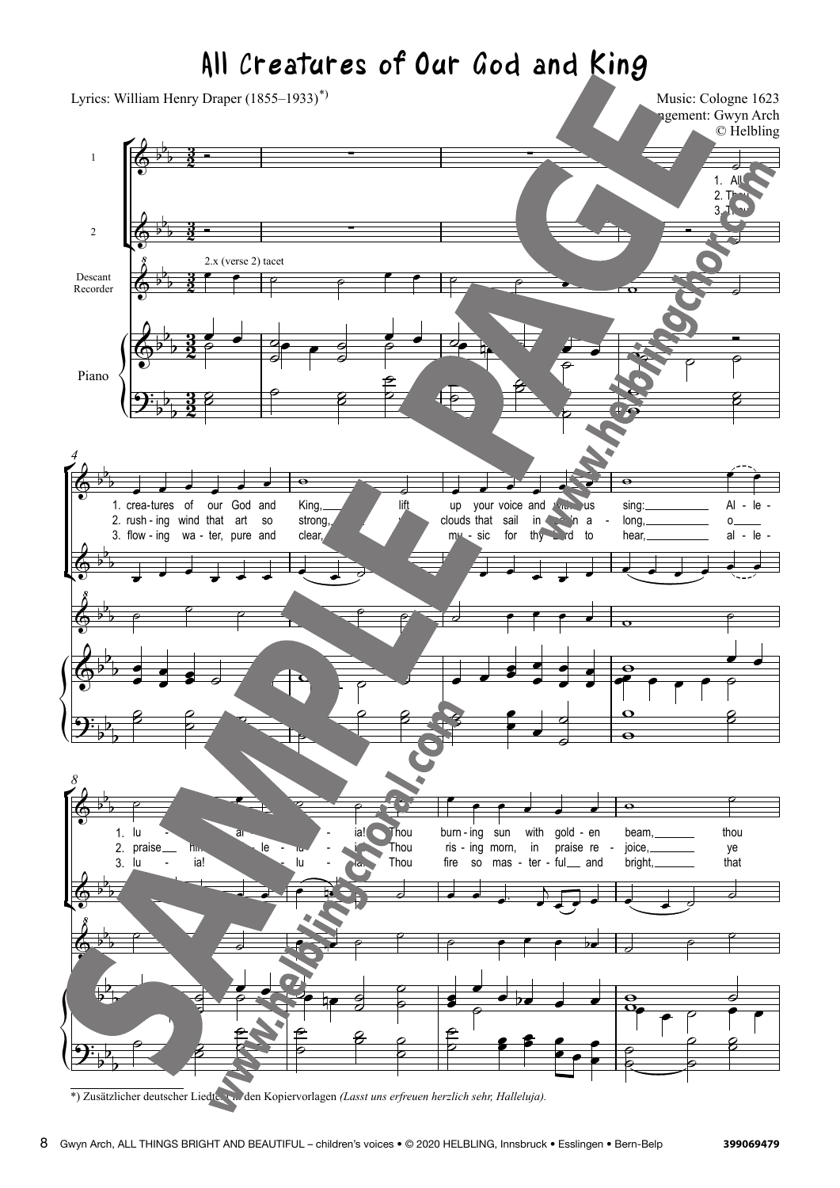# All Creatures of Our God and King

Lyrics: William Henry Draper (1855–1933)[*)]

Music: Cologne 1623
Arrangement: Gwyn Arch
© Helbling

1. All creatures of our God and King, lift up your voice and with us sing: Alleluia, alleluia! Thou burning sun with golden beam, thou

2. Thou rushing wind that art so strong, ye clouds that sail in heav'n along, o praise him, alleluia! Thou rising morn, in praise rejoice, ye

3. Thou flowing water, pure and clear, make music for thy Lord to hear, alleluia, alleluia! Thou fire so masterful and bright, that

*) Zusätzlicher deutscher Liedtext in den Kopiervorlagen *(Lasst uns erfreuen herzlich sehr, Halleluja).*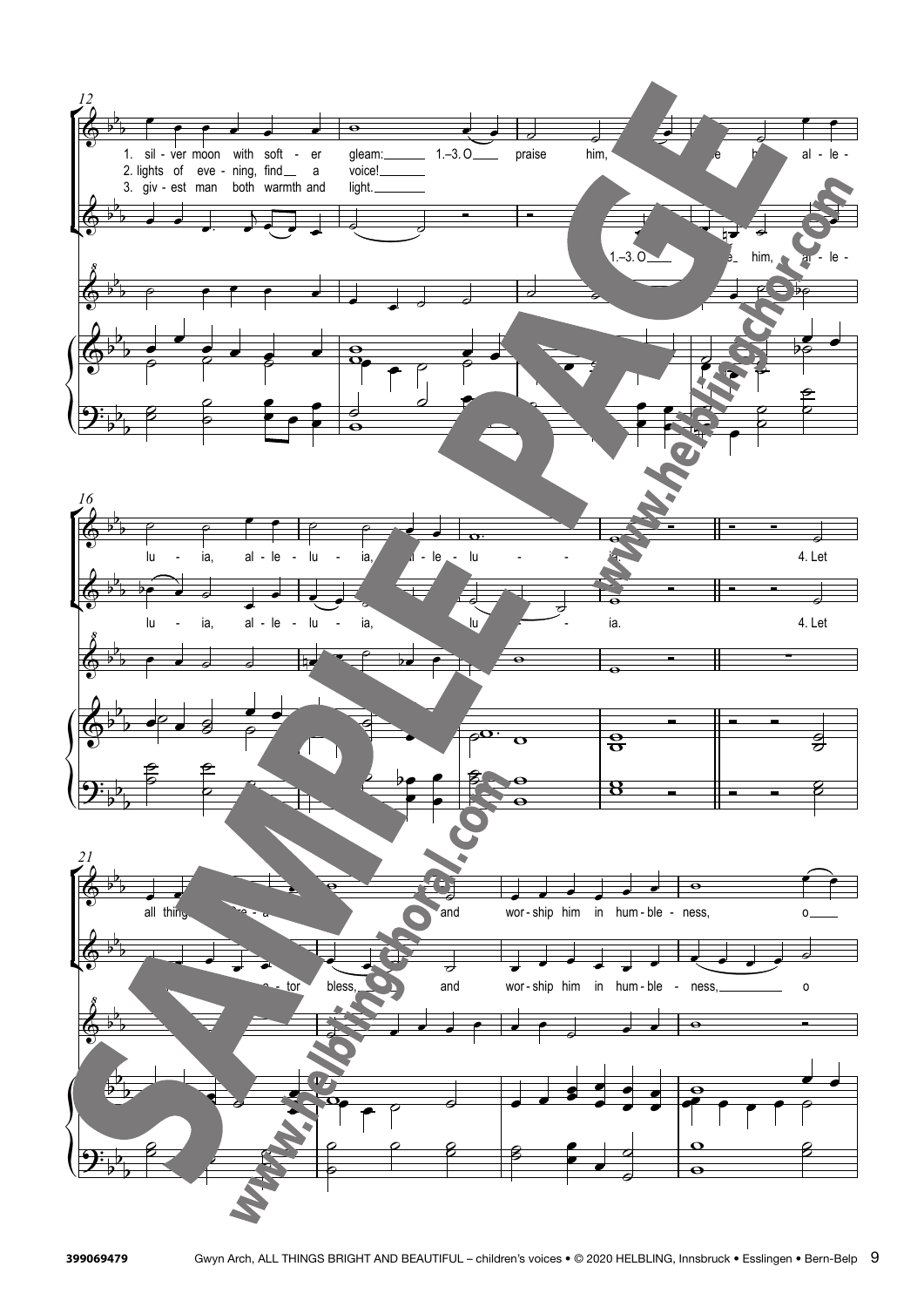12

1. sil - ver moon with soft - er gleam: 1.–3. O praise him, ... al - le -
2. lights of eve - ning, find a voice!
3. giv - est man both warmth and light.

1.–3. O ... him, al - le -

16

lu - ia, al - le - lu - ia, al - le - lu - ia. 4. Let

lu - ia, al - le - lu - ia, lu - ia. 4. Let

21

all things ... and wor - ship him in hum - ble - ness, o

... tor bless, and wor - ship him in hum - ble - ness, o